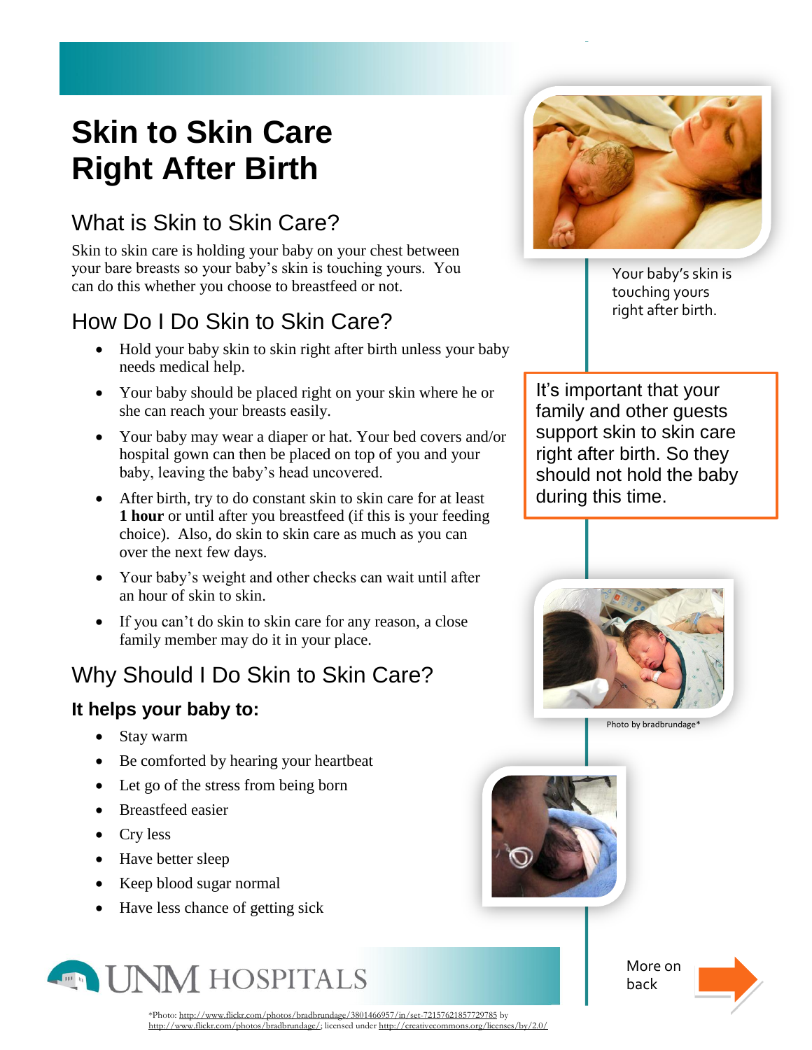# Skin to Skin Care Right After Birth

## What is Skin to Skin Care?

Skin to skin care is holding your baby on your chest between your bare breasts so your baby's skin is touching yours. You can do this whether you choose to breastfeed or not.

## How Do I Do Skin to Skin Care?

- Hold your baby skin to skin right after birth unless your baby needs medical help.
- Your baby should be placed right on your skin where he or she can reach your breasts easily.
- Your baby may wear a diaper or hat. Your bed covers and/or hospital gown can then be placed on top of you and your baby, leaving the baby's head uncovered.
- After birth, try to do constant skin to skin care for at least **1 hour** or until after you breastfeed (if this is your feeding choice). Also, do skin to skin care as much as you can over the next few days.
- Your baby's weight and other checks can wait until after an hour of skin to skin.
- If you can't do skin to skin care for any reason, a close family member may do it in your place.

## Why Should I Do Skin to Skin Care?

### It helps your baby to:

- Stay warm
- Be comforted by hearing your heartbeat
- Let go of the stress from being born
- Breastfeed easier
- Cry less
- Have better sleep
- Keep blood sugar normal
- Have less chance of getting sick

Your baby's skin is touching yours right after birth.

It's important that your family and other guests support skin to skin care right after birth. So they should not hold the baby during this time.

Photo by bradbrundage*

UNM HOSPITALS

More on back

*Photo: http://www.flickr.com/photos/bradbrundage/3801466957/in/set-72157621857729785 by http://www.flickr.com/photos/bradbrundage/; licensed under http://creativecommons.org/licenses/by/2.0/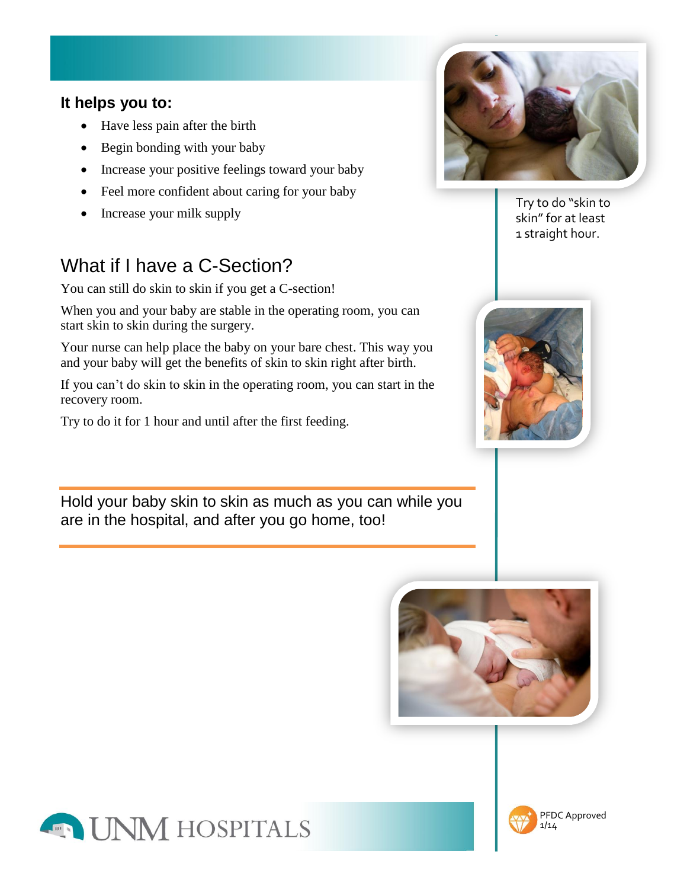### It helps you to:

- Have less pain after the birth
- Begin bonding with your baby
- Increase your positive feelings toward your baby
- Feel more confident about caring for your baby
- Increase your milk supply

Try to do "skin to skin" for at least 1 straight hour.

## What if I have a C-Section?

You can still do skin to skin if you get a C-section!

When you and your baby are stable in the operating room, you can start skin to skin during the surgery.

Your nurse can help place the baby on your bare chest. This way you and your baby will get the benefits of skin to skin right after birth.

If you can't do skin to skin in the operating room, you can start in the recovery room.

Try to do it for 1 hour and until after the first feeding.

---

Hold your baby skin to skin as much as you can while you are in the hospital, and after you go home, too!

---

UNM HOSPITALS

PFDC Approved 1/14